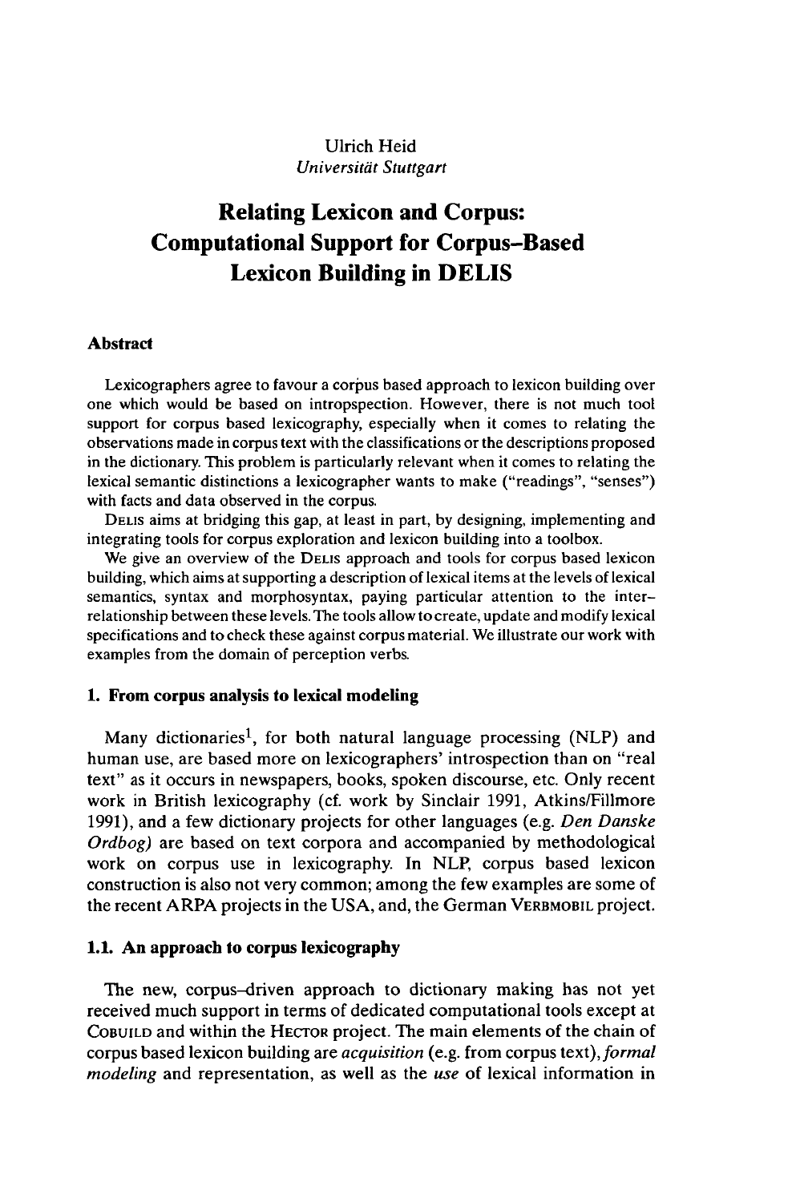Ulrich Heid
*Universität Stuttgart*

# Relating Lexicon and Corpus: Computational Support for Corpus-Based Lexicon Building in DELIS

### Abstract

Lexicographers agree to favour a corpus based approach to lexicon building over one which would be based on intropspection. However, there is not much tool support for corpus based lexicography, especially when it comes to relating the observations made in corpus text with the classifications or the descriptions proposed in the dictionary. This problem is particularly relevant when it comes to relating the lexical semantic distinctions a lexicographer wants to make ("readings", "senses") with facts and data observed in the corpus.

DELIS aims at bridging this gap, at least in part, by designing, implementing and integrating tools for corpus exploration and lexicon building into a toolbox.

We give an overview of the DELIS approach and tools for corpus based lexicon building, which aims at supporting a description of lexical items at the levels of lexical semantics, syntax and morphosyntax, paying particular attention to the inter-relationship between these levels. The tools allow to create, update and modify lexical specifications and to check these against corpus material. We illustrate our work with examples from the domain of perception verbs.

## 1. From corpus analysis to lexical modeling

Many dictionaries[1], for both natural language processing (NLP) and human use, are based more on lexicographers' introspection than on "real text" as it occurs in newspapers, books, spoken discourse, etc. Only recent work in British lexicography (cf. work by Sinclair 1991, Atkins/Fillmore 1991), and a few dictionary projects for other languages (e.g. *Den Danske Ordbog)* are based on text corpora and accompanied by methodological work on corpus use in lexicography. In NLP, corpus based lexicon construction is also not very common; among the few examples are some of the recent ARPA projects in the USA, and, the German VERBMOBIL project.

### 1.1. An approach to corpus lexicography

The new, corpus–driven approach to dictionary making has not yet received much support in terms of dedicated computational tools except at COBUILD and within the HECTOR project. The main elements of the chain of corpus based lexicon building are *acquisition* (e.g. from corpus text), *formal modeling* and representation, as well as the *use* of lexical information in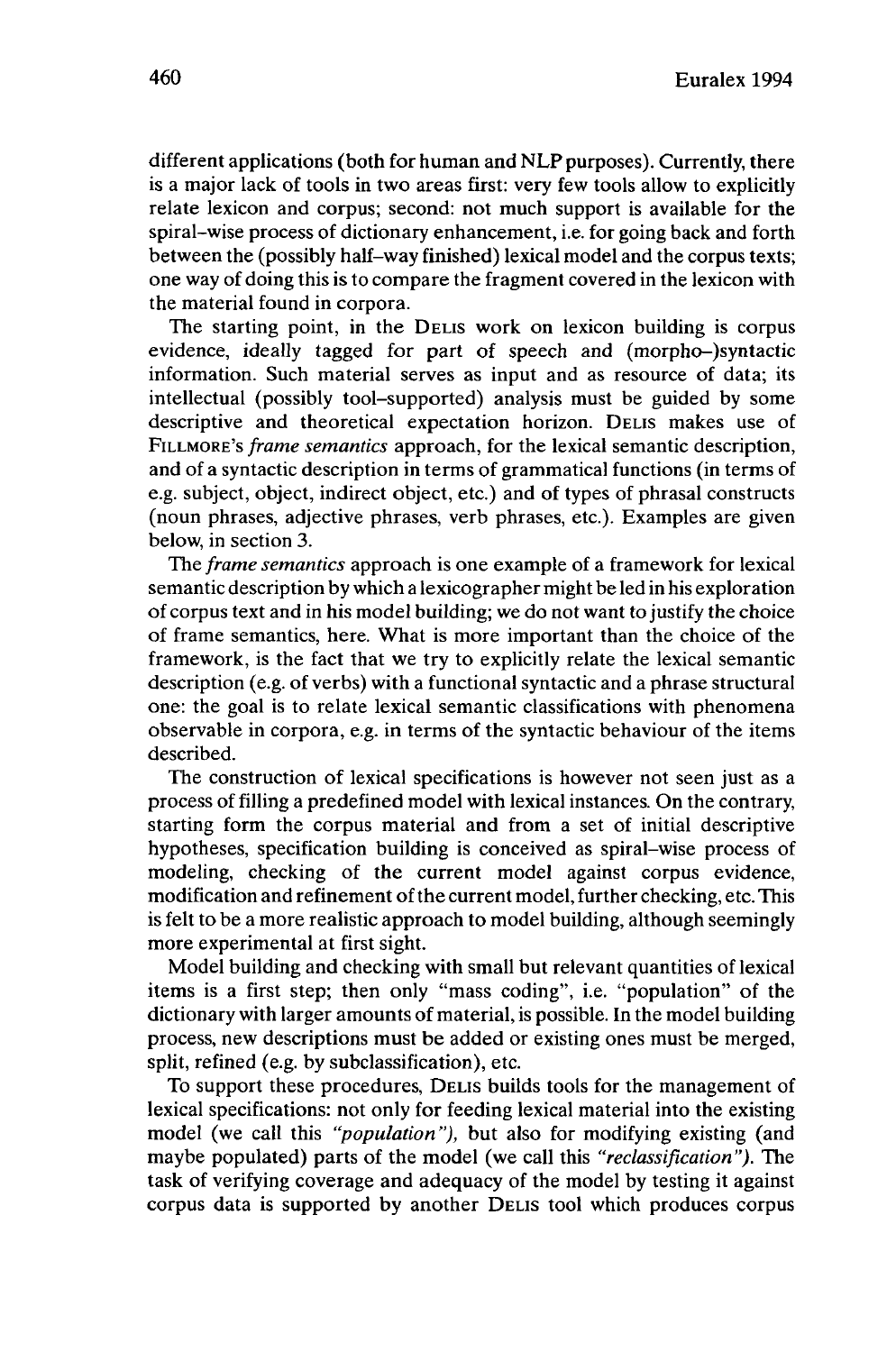different applications (both for human and NLP purposes). Currently, there is a major lack of tools in two areas first: very few tools allow to explicitly relate lexicon and corpus; second: not much support is available for the spiral-wise process of dictionary enhancement, i.e. for going back and forth between the (possibly half-way finished) lexical model and the corpus texts; one way of doing this is to compare the fragment covered in the lexicon with the material found in corpora.

The starting point, in the DELIS work on lexicon building is corpus evidence, ideally tagged for part of speech and (morpho-)syntactic information. Such material serves as input and as resource of data; its intellectual (possibly tool-supported) analysis must be guided by some descriptive and theoretical expectation horizon. DELIS makes use of FILLMORE's *frame semantics* approach, for the lexical semantic description, and of a syntactic description in terms of grammatical functions (in terms of e.g. subject, object, indirect object, etc.) and of types of phrasal constructs (noun phrases, adjective phrases, verb phrases, etc.). Examples are given below, in section 3.

The *frame semantics* approach is one example of a framework for lexical semantic description by which a lexicographer might be led in his exploration of corpus text and in his model building; we do not want to justify the choice of frame semantics, here. What is more important than the choice of the framework, is the fact that we try to explicitly relate the lexical semantic description (e.g. of verbs) with a functional syntactic and a phrase structural one: the goal is to relate lexical semantic classifications with phenomena observable in corpora, e.g. in terms of the syntactic behaviour of the items described.

The construction of lexical specifications is however not seen just as a process of filling a predefined model with lexical instances. On the contrary, starting form the corpus material and from a set of initial descriptive hypotheses, specification building is conceived as spiral-wise process of modeling, checking of the current model against corpus evidence, modification and refinement of the current model, further checking, etc. This is felt to be a more realistic approach to model building, although seemingly more experimental at first sight.

Model building and checking with small but relevant quantities of lexical items is a first step; then only "mass coding", i.e. "population" of the dictionary with larger amounts of material, is possible. In the model building process, new descriptions must be added or existing ones must be merged, split, refined (e.g. by subclassification), etc.

To support these procedures, DELIS builds tools for the management of lexical specifications: not only for feeding lexical material into the existing model (we call this *"population"),* but also for modifying existing (and maybe populated) parts of the model (we call this *"reclassification").* The task of verifying coverage and adequacy of the model by testing it against corpus data is supported by another DELIS tool which produces corpus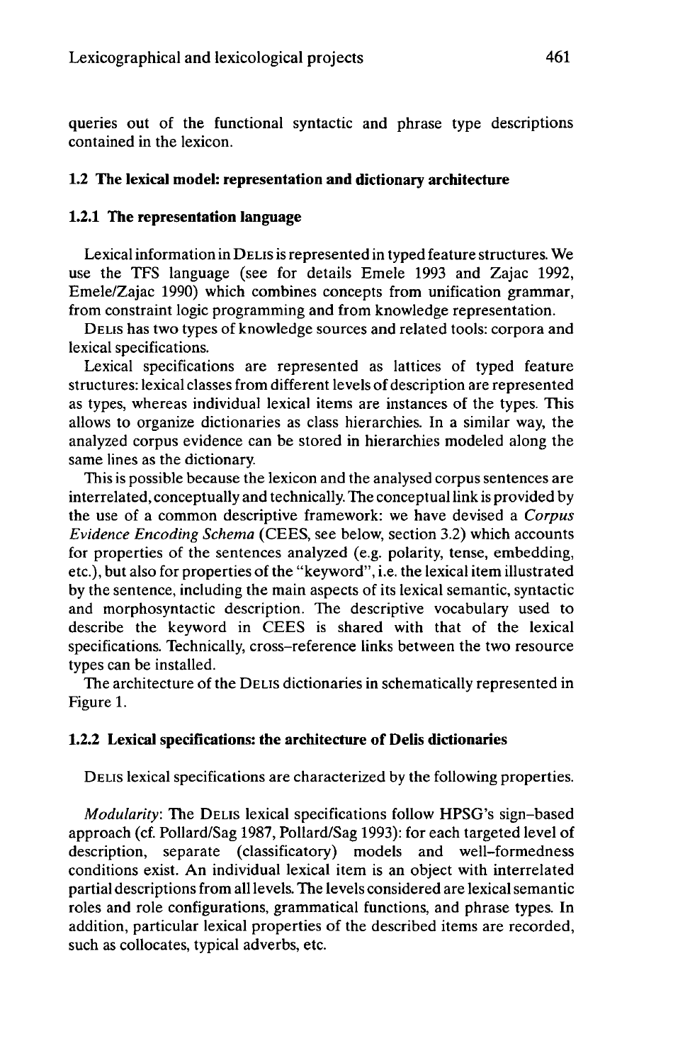queries out of the functional syntactic and phrase type descriptions contained in the lexicon.

### 1.2 The lexical model: representation and dictionary architecture

#### 1.2.1 The representation language

Lexical information in DELIS is represented in typed feature structures. We use the TFS language (see for details Emele 1993 and Zajac 1992, Emele/Zajac 1990) which combines concepts from unification grammar, from constraint logic programming and from knowledge representation.

DELIS has two types of knowledge sources and related tools: corpora and lexical specifications.

Lexical specifications are represented as lattices of typed feature structures: lexical classes from different levels of description are represented as types, whereas individual lexical items are instances of the types. This allows to organize dictionaries as class hierarchies. In a similar way, the analyzed corpus evidence can be stored in hierarchies modeled along the same lines as the dictionary.

This is possible because the lexicon and the analysed corpus sentences are interrelated, conceptually and technically. The conceptual link is provided by the use of a common descriptive framework: we have devised a *Corpus Evidence Encoding Schema* (CEES, see below, section 3.2) which accounts for properties of the sentences analyzed (e.g. polarity, tense, embedding, etc.), but also for properties of the "keyword", i.e. the lexical item illustrated by the sentence, including the main aspects of its lexical semantic, syntactic and morphosyntactic description. The descriptive vocabulary used to describe the keyword in CEES is shared with that of the lexical specifications. Technically, cross–reference links between the two resource types can be installed.

The architecture of the DELIS dictionaries in schematically represented in Figure 1.

#### 1.2.2 Lexical specifications: the architecture of Delis dictionaries

DELIS lexical specifications are characterized by the following properties.

*Modularity*: The DELIS lexical specifications follow HPSG's sign–based approach (cf. Pollard/Sag 1987, Pollard/Sag 1993): for each targeted level of description, separate (classificatory) models and well–formedness conditions exist. An individual lexical item is an object with interrelated partial descriptions from all levels. The levels considered are lexical semantic roles and role configurations, grammatical functions, and phrase types. In addition, particular lexical properties of the described items are recorded, such as collocates, typical adverbs, etc.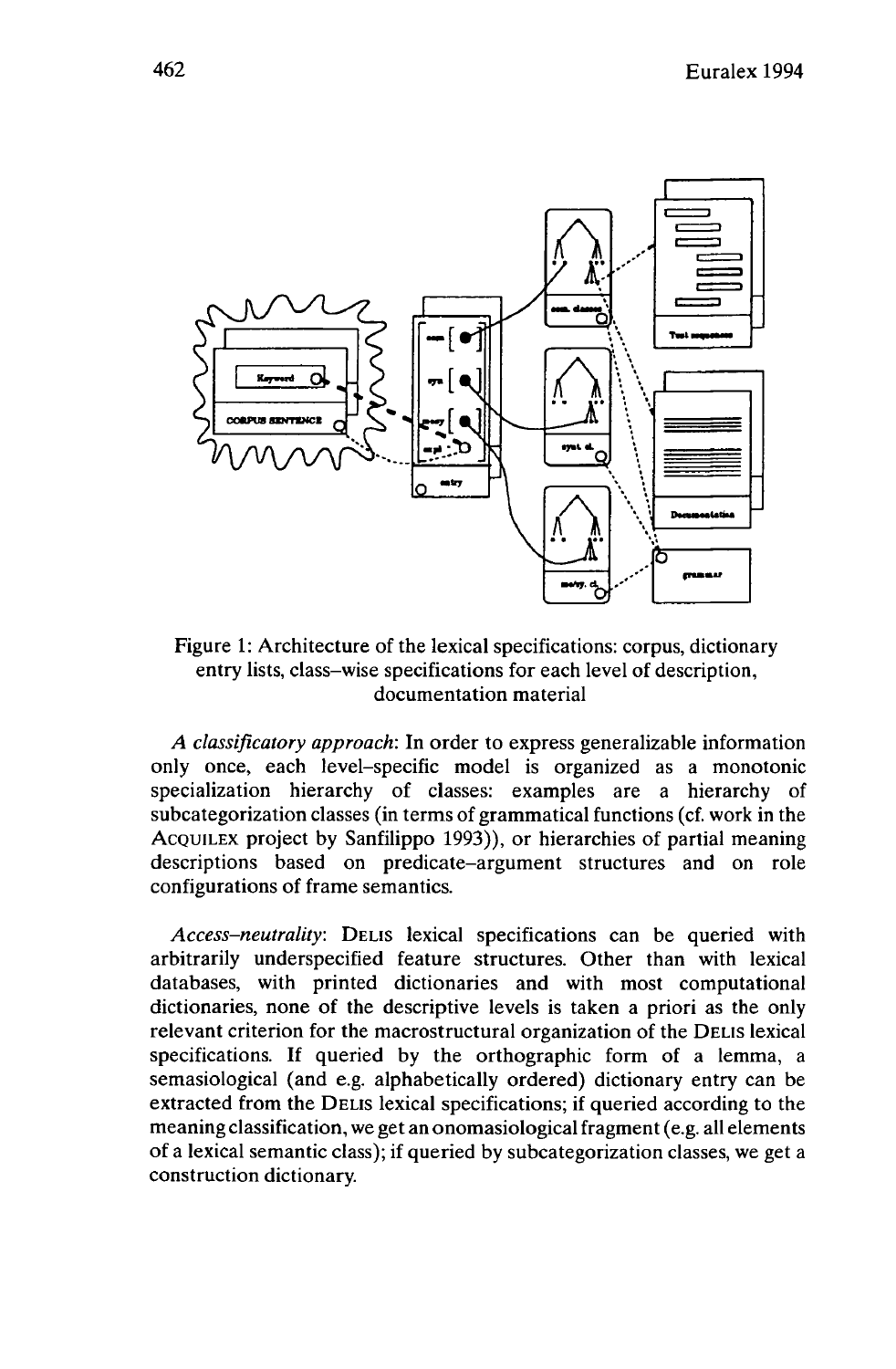Figure 1: Architecture of the lexical specifications: corpus, dictionary entry lists, class-wise specifications for each level of description, documentation material

*A classificatory approach*: In order to express generalizable information only once, each level-specific model is organized as a monotonic specialization hierarchy of classes: examples are a hierarchy of subcategorization classes (in terms of grammatical functions (cf. work in the ACQUILEX project by Sanfilippo 1993)), or hierarchies of partial meaning descriptions based on predicate-argument structures and on role configurations of frame semantics.

*Access-neutrality*: DELIS lexical specifications can be queried with arbitrarily underspecified feature structures. Other than with lexical databases, with printed dictionaries and with most computational dictionaries, none of the descriptive levels is taken a priori as the only relevant criterion for the macrostructural organization of the DELIS lexical specifications. If queried by the orthographic form of a lemma, a semasiological (and e.g. alphabetically ordered) dictionary entry can be extracted from the DELIS lexical specifications; if queried according to the meaning classification, we get an onomasiological fragment (e.g. all elements of a lexical semantic class); if queried by subcategorization classes, we get a construction dictionary.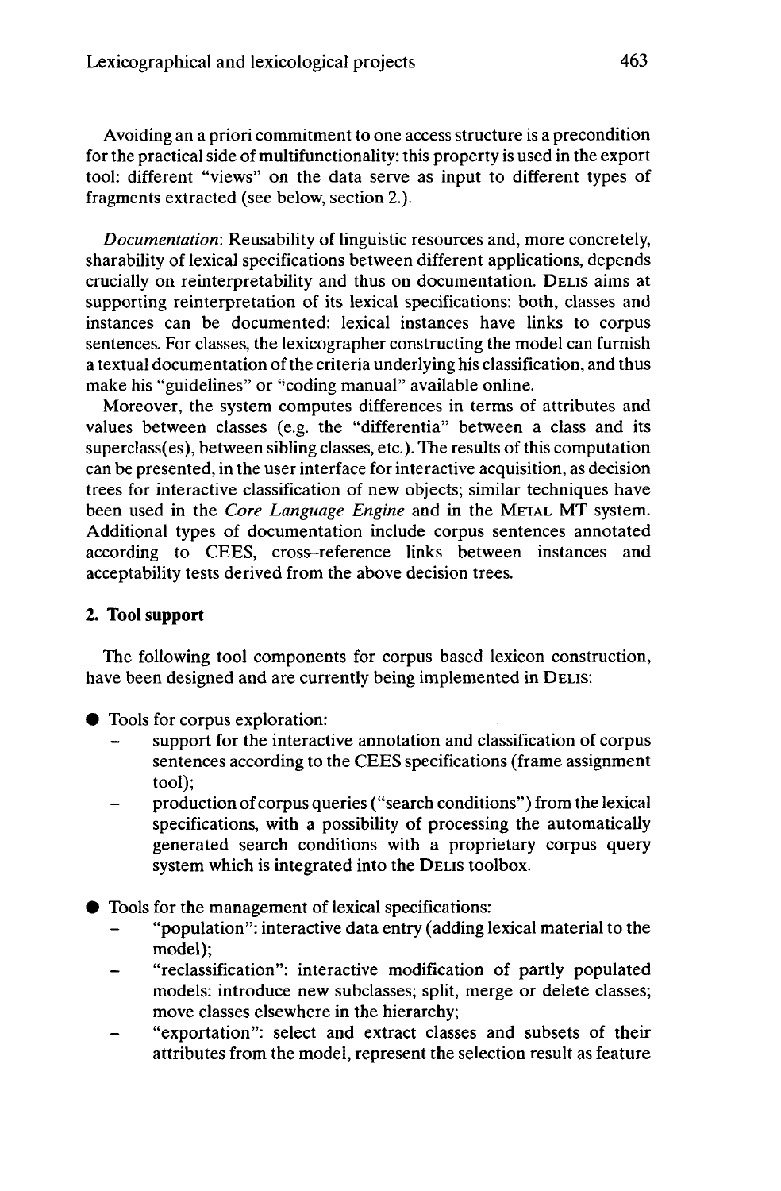Avoiding an a priori commitment to one access structure is a precondition for the practical side of multifunctionality: this property is used in the export tool: different "views" on the data serve as input to different types of fragments extracted (see below, section 2.).

*Documentation*: Reusability of linguistic resources and, more concretely, sharability of lexical specifications between different applications, depends crucially on reinterpretability and thus on documentation. DELIS aims at supporting reinterpretation of its lexical specifications: both, classes and instances can be documented: lexical instances have links to corpus sentences. For classes, the lexicographer constructing the model can furnish a textual documentation of the criteria underlying his classification, and thus make his "guidelines" or "coding manual" available online.

Moreover, the system computes differences in terms of attributes and values between classes (e.g. the "differentia" between a class and its superclass(es), between sibling classes, etc.). The results of this computation can be presented, in the user interface for interactive acquisition, as decision trees for interactive classification of new objects; similar techniques have been used in the *Core Language Engine* and in the METAL MT system. Additional types of documentation include corpus sentences annotated according to CEES, cross-reference links between instances and acceptability tests derived from the above decision trees.

## 2. Tool support

The following tool components for corpus based lexicon construction, have been designed and are currently being implemented in DELIS:

- Tools for corpus exploration:
  - support for the interactive annotation and classification of corpus sentences according to the CEES specifications (frame assignment tool);
  - production of corpus queries ("search conditions") from the lexical specifications, with a possibility of processing the automatically generated search conditions with a proprietary corpus query system which is integrated into the DELIS toolbox.

- Tools for the management of lexical specifications:
  - "population": interactive data entry (adding lexical material to the model);
  - "reclassification": interactive modification of partly populated models: introduce new subclasses; split, merge or delete classes; move classes elsewhere in the hierarchy;
  - "exportation": select and extract classes and subsets of their attributes from the model, represent the selection result as feature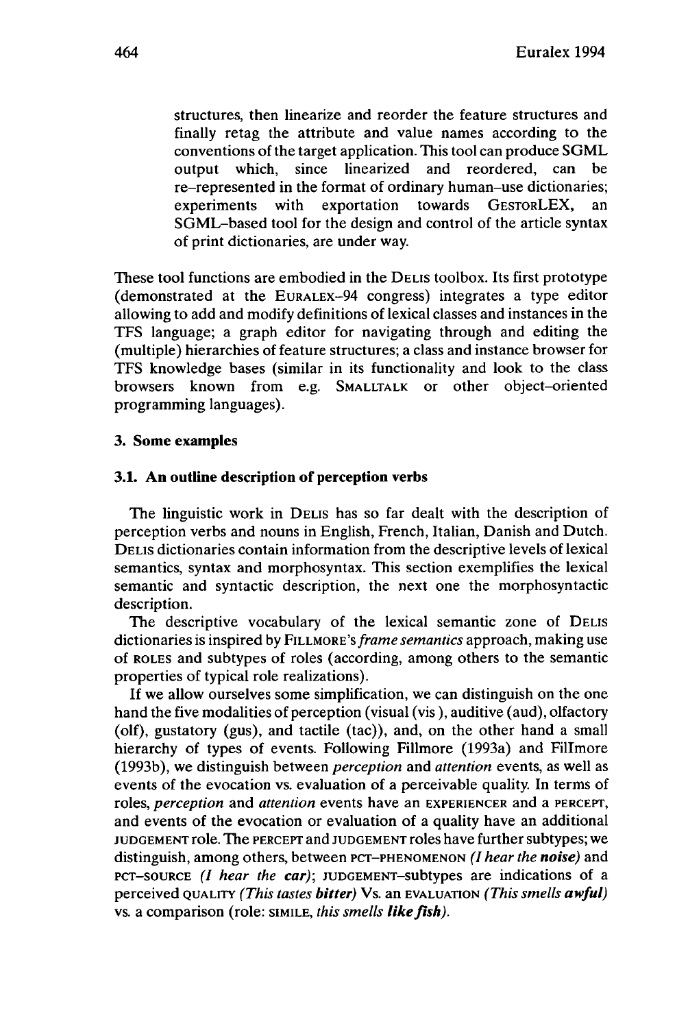structures, then linearize and reorder the feature structures and finally retag the attribute and value names according to the conventions of the target application. This tool can produce SGML output which, since linearized and reordered, can be re–represented in the format of ordinary human–use dictionaries; experiments with exportation towards GESTORLEX, an SGML–based tool for the design and control of the article syntax of print dictionaries, are under way.

These tool functions are embodied in the DELIS toolbox. Its first prototype (demonstrated at the EURALEX–94 congress) integrates a type editor allowing to add and modify definitions of lexical classes and instances in the TFS language; a graph editor for navigating through and editing the (multiple) hierarchies of feature structures; a class and instance browser for TFS knowledge bases (similar in its functionality and look to the class browsers known from e.g. SMALLTALK or other object–oriented programming languages).

### 3. Some examples

### 3.1. An outline description of perception verbs

The linguistic work in DELIS has so far dealt with the description of perception verbs and nouns in English, French, Italian, Danish and Dutch. DELIS dictionaries contain information from the descriptive levels of lexical semantics, syntax and morphosyntax. This section exemplifies the lexical semantic and syntactic description, the next one the morphosyntactic description.

The descriptive vocabulary of the lexical semantic zone of DELIS dictionaries is inspired by FILLMORE's *frame semantics* approach, making use of ROLES and subtypes of roles (according, among others to the semantic properties of typical role realizations).

If we allow ourselves some simplification, we can distinguish on the one hand the five modalities of perception (visual (vis ), auditive (aud), olfactory (olf), gustatory (gus), and tactile (tac)), and, on the other hand a small hierarchy of types of events. Following Fillmore (1993a) and Fillmore (1993b), we distinguish between *perception* and *attention* events, as well as events of the evocation vs. evaluation of a perceivable quality. In terms of roles, *perception* and *attention* events have an EXPERIENCER and a PERCEPT, and events of the evocation or evaluation of a quality have an additional JUDGEMENT role. The PERCEPT and JUDGEMENT roles have further subtypes; we distinguish, among others, between PCT–PHENOMENON *(I hear the **noise**)* and PCT–SOURCE *(I hear the **car**)*; JUDGEMENT–subtypes are indications of a perceived QUALITY *(This tastes **bitter**)* Vs. an EVALUATION *(This smells **awful**)* vs. a comparison (role: SIMILE, *this smells **like fish**)*.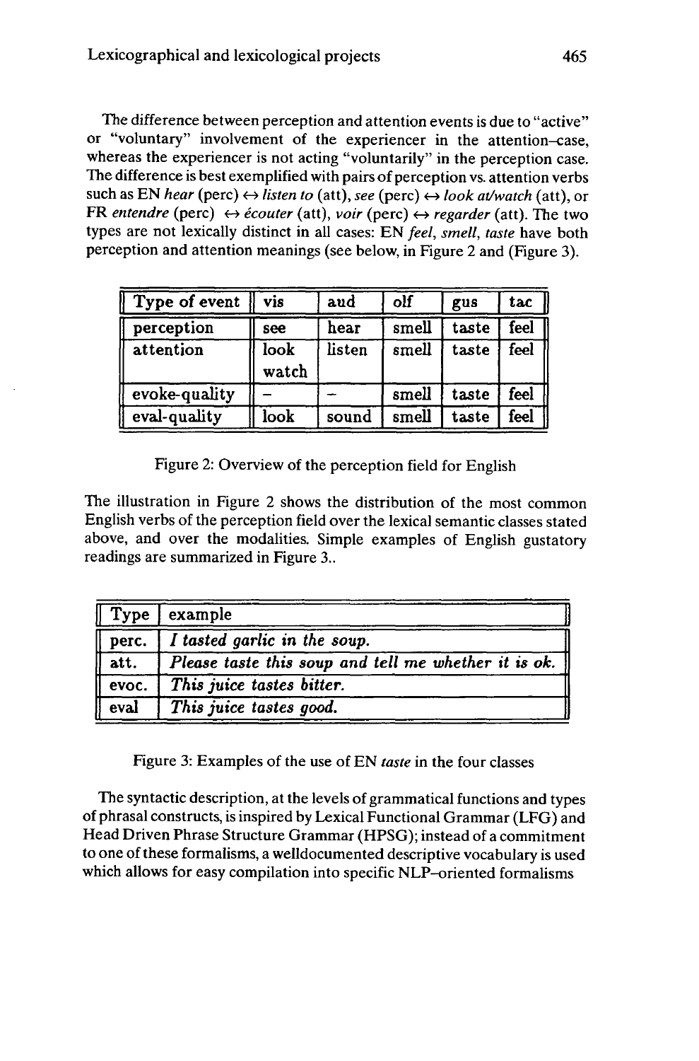The difference between perception and attention events is due to "active" or "voluntary" involvement of the experiencer in the attention–case, whereas the experiencer is not acting "voluntarily" in the perception case. The difference is best exemplified with pairs of perception vs. attention verbs such as EN *hear* (perc) ↔ *listen to* (att), *see* (perc) ↔ *look at/watch* (att), or FR *entendre* (perc) ↔ *écouter* (att), *voir* (perc) ↔ *regarder* (att). The two types are not lexically distinct in all cases: EN *feel, smell, taste* have both perception and attention meanings (see below, in Figure 2 and (Figure 3).

| Type of event | vis | aud | olf | gus | tac |
|---|---|---|---|---|---|
| perception | see | hear | smell | taste | feel |
| attention | look watch | listen | smell | taste | feel |
| evoke-quality | – | – | smell | taste | feel |
| eval-quality | look | sound | smell | taste | feel |

Figure 2: Overview of the perception field for English

The illustration in Figure 2 shows the distribution of the most common English verbs of the perception field over the lexical semantic classes stated above, and over the modalities. Simple examples of English gustatory readings are summarized in Figure 3..

| Type | example |
|---|---|
| perc. | *I tasted garlic in the soup.* |
| att. | *Please taste this soup and tell me whether it is ok.* |
| evoc. | *This juice tastes bitter.* |
| eval | *This juice tastes good.* |

Figure 3: Examples of the use of EN *taste* in the four classes

The syntactic description, at the levels of grammatical functions and types of phrasal constructs, is inspired by Lexical Functional Grammar (LFG) and Head Driven Phrase Structure Grammar (HPSG); instead of a commitment to one of these formalisms, a welldocumented descriptive vocabulary is used which allows for easy compilation into specific NLP–oriented formalisms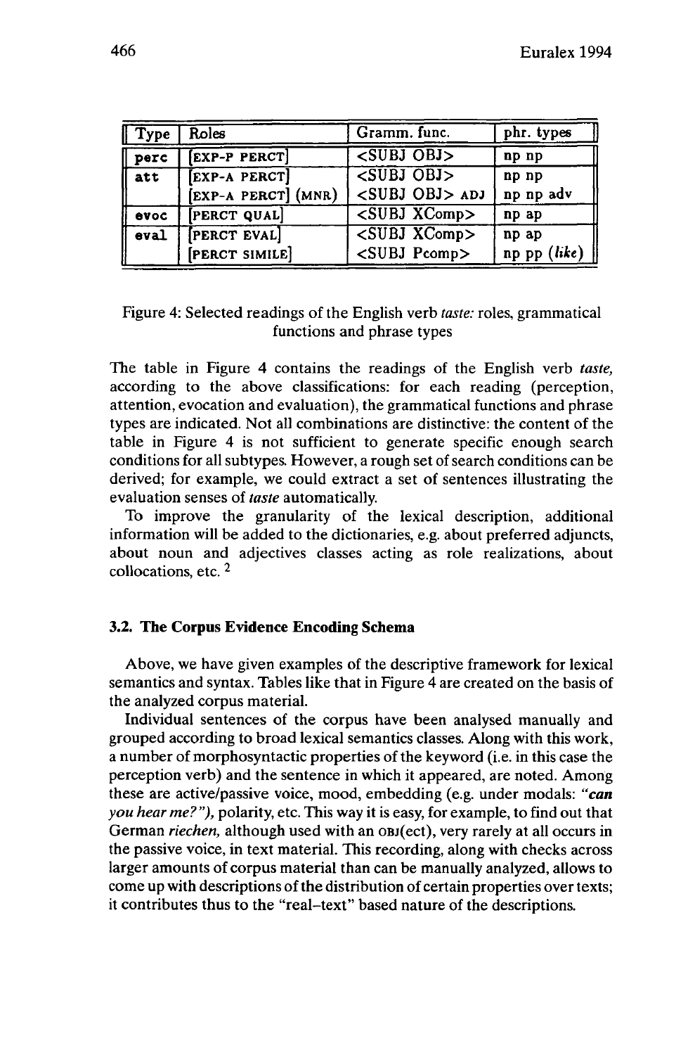| Type | Roles | Gramm. func. | phr. types |
|---|---|---|---|
| perc | [EXP-P PERCT] | <SUBJ OBJ> | np np |
| att | [EXP-A PERCT] | <SUBJ OBJ> | np np |
| | [EXP-A PERCT] (MNR) | <SUBJ OBJ> ADJ | np np adv |
| evoc | [PERCT QUAL] | <SUBJ XComp> | np ap |
| eval | [PERCT EVAL] | <SUBJ XComp> | np ap |
| | [PERCT SIMILE] | <SUBJ Pcomp> | np pp (*like*) |

Figure 4: Selected readings of the English verb *taste:* roles, grammatical functions and phrase types

The table in Figure 4 contains the readings of the English verb *taste,* according to the above classifications: for each reading (perception, attention, evocation and evaluation), the grammatical functions and phrase types are indicated. Not all combinations are distinctive: the content of the table in Figure 4 is not sufficient to generate specific enough search conditions for all subtypes. However, a rough set of search conditions can be derived; for example, we could extract a set of sentences illustrating the evaluation senses of *taste* automatically.

To improve the granularity of the lexical description, additional information will be added to the dictionaries, e.g. about preferred adjuncts, about noun and adjectives classes acting as role realizations, about collocations, etc. [2]

### 3.2. The Corpus Evidence Encoding Schema

Above, we have given examples of the descriptive framework for lexical semantics and syntax. Tables like that in Figure 4 are created on the basis of the analyzed corpus material.

Individual sentences of the corpus have been analysed manually and grouped according to broad lexical semantics classes. Along with this work, a number of morphosyntactic properties of the keyword (i.e. in this case the perception verb) and the sentence in which it appeared, are noted. Among these are active/passive voice, mood, embedding (e.g. under modals: *"**can** you hear me?"),* polarity, etc. This way it is easy, for example, to find out that German *riechen,* although used with an OBJ(ect), very rarely at all occurs in the passive voice, in text material. This recording, along with checks across larger amounts of corpus material than can be manually analyzed, allows to come up with descriptions of the distribution of certain properties over texts; it contributes thus to the "real-text" based nature of the descriptions.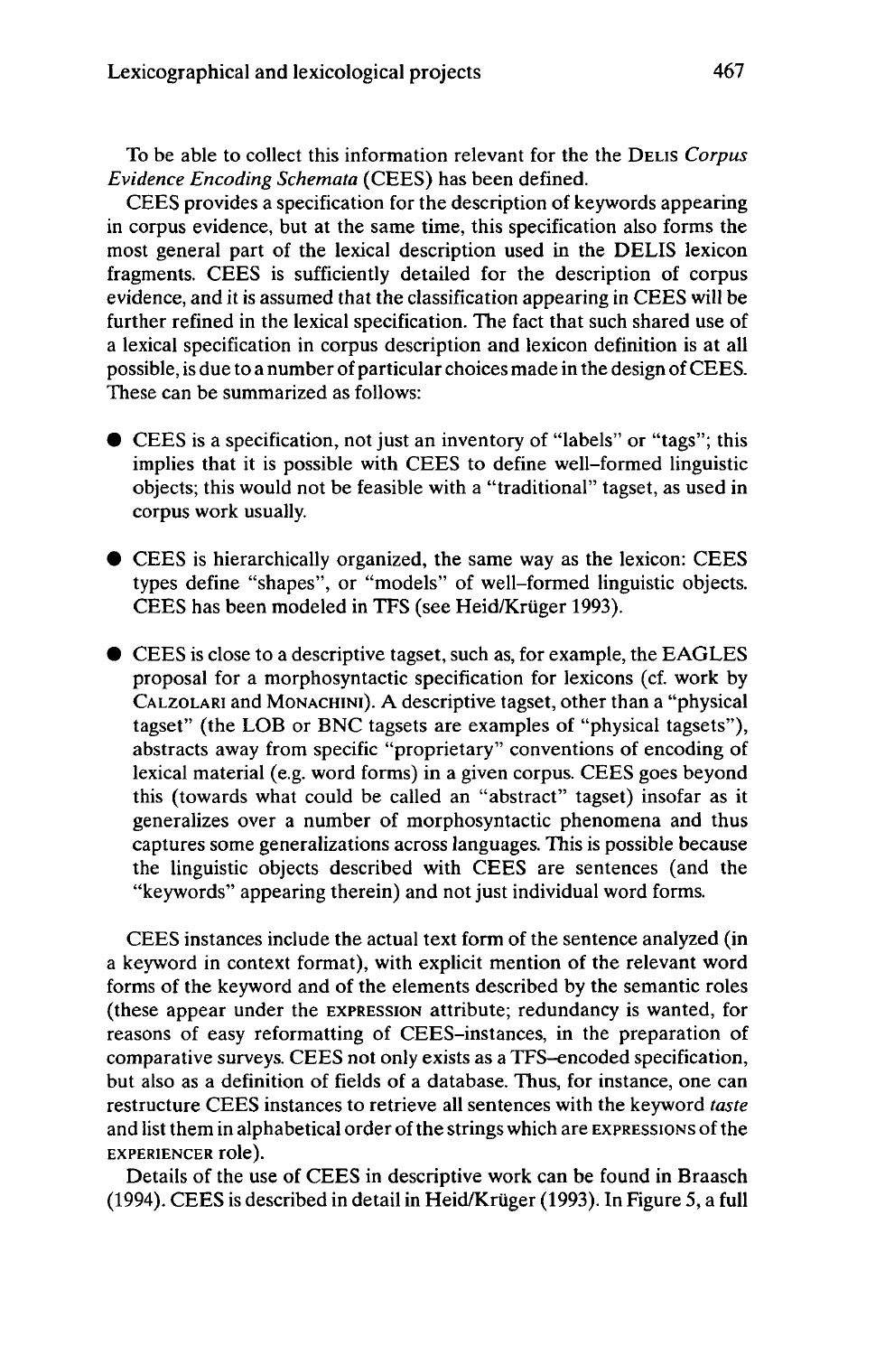To be able to collect this information relevant for the the DELIS *Corpus Evidence Encoding Schemata* (CEES) has been defined.

CEES provides a specification for the description of keywords appearing in corpus evidence, but at the same time, this specification also forms the most general part of the lexical description used in the DELIS lexicon fragments. CEES is sufficiently detailed for the description of corpus evidence, and it is assumed that the classification appearing in CEES will be further refined in the lexical specification. The fact that such shared use of a lexical specification in corpus description and lexicon definition is at all possible, is due to a number of particular choices made in the design of CEES. These can be summarized as follows:

- CEES is a specification, not just an inventory of "labels" or "tags"; this implies that it is possible with CEES to define well-formed linguistic objects; this would not be feasible with a "traditional" tagset, as used in corpus work usually.

- CEES is hierarchically organized, the same way as the lexicon: CEES types define "shapes", or "models" of well-formed linguistic objects. CEES has been modeled in TFS (see Heid/Krüger 1993).

- CEES is close to a descriptive tagset, such as, for example, the EAGLES proposal for a morphosyntactic specification for lexicons (cf. work by CALZOLARI and MONACHINI). A descriptive tagset, other than a "physical tagset" (the LOB or BNC tagsets are examples of "physical tagsets"), abstracts away from specific "proprietary" conventions of encoding of lexical material (e.g. word forms) in a given corpus. CEES goes beyond this (towards what could be called an "abstract" tagset) insofar as it generalizes over a number of morphosyntactic phenomena and thus captures some generalizations across languages. This is possible because the linguistic objects described with CEES are sentences (and the "keywords" appearing therein) and not just individual word forms.

CEES instances include the actual text form of the sentence analyzed (in a keyword in context format), with explicit mention of the relevant word forms of the keyword and of the elements described by the semantic roles (these appear under the EXPRESSION attribute; redundancy is wanted, for reasons of easy reformatting of CEES-instances, in the preparation of comparative surveys. CEES not only exists as a TFS-encoded specification, but also as a definition of fields of a database. Thus, for instance, one can restructure CEES instances to retrieve all sentences with the keyword *taste* and list them in alphabetical order of the strings which are EXPRESSIONS of the EXPERIENCER role).

Details of the use of CEES in descriptive work can be found in Braasch (1994). CEES is described in detail in Heid/Krüger (1993). In Figure 5, a full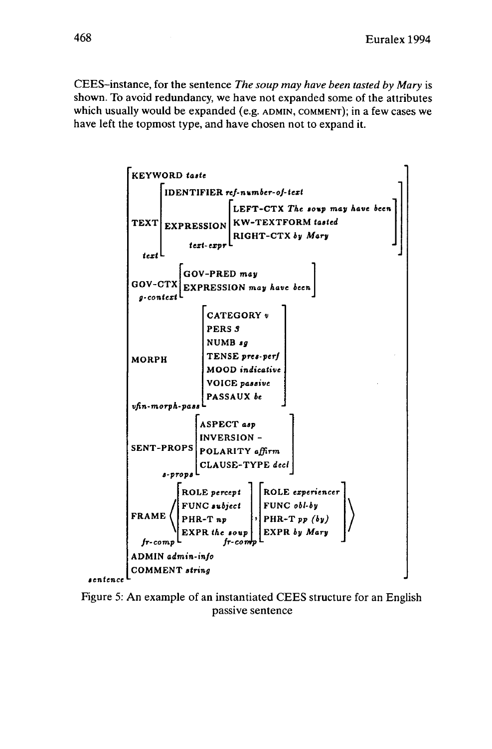CEES–instance, for the sentence *The soup may have been tasted by Mary* is shown. To avoid redundancy, we have not expanded some of the attributes which usually would be expanded (e.g. ADMIN, COMMENT); in a few cases we have left the topmost type, and have chosen not to expand it.

```
sentence
[ KEYWORD taste
  TEXT text
    [ IDENTIFIER ref-number-of-text
      EXPRESSION text-expr
        [ LEFT-CTX The soup may have been
          KW-TEXTFORM tasted
          RIGHT-CTX by Mary ] ]
  GOV-CTX g-context
    [ GOV-PRED may
      EXPRESSION may have been ]
  MORPH vfin-morph-pass
    [ CATEGORY v
      PERS 3
      NUMB sg
      TENSE pres-perf
      MOOD indicative
      VOICE passive
      PASSAUX be ]
  SENT-PROPS s-props
    [ ASPECT asp
      INVERSION -
      POLARITY affirm
      CLAUSE-TYPE decl ]
  FRAME < fr-comp
            [ ROLE percept
              FUNC subject
              PHR-T np
              EXPR the soup ] ,
          fr-comp
            [ ROLE experiencer
              FUNC obl-by
              PHR-T pp (by)
              EXPR by Mary ] >
  ADMIN admin-info
  COMMENT string ]
```

Figure 5: An example of an instantiated CEES structure for an English passive sentence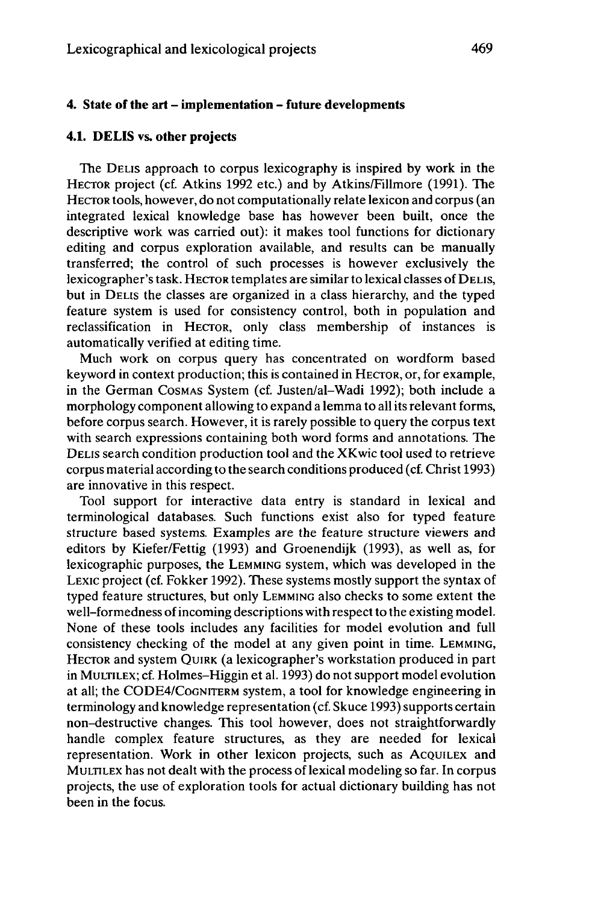## 4. State of the art – implementation – future developments

### 4.1. DELIS vs. other projects

The DELIS approach to corpus lexicography is inspired by work in the HECTOR project (cf. Atkins 1992 etc.) and by Atkins/Fillmore (1991). The HECTOR tools, however, do not computationally relate lexicon and corpus (an integrated lexical knowledge base has however been built, once the descriptive work was carried out): it makes tool functions for dictionary editing and corpus exploration available, and results can be manually transferred; the control of such processes is however exclusively the lexicographer's task. HECTOR templates are similar to lexical classes of DELIS, but in DELIS the classes are organized in a class hierarchy, and the typed feature system is used for consistency control, both in population and reclassification in HECTOR, only class membership of instances is automatically verified at editing time.

Much work on corpus query has concentrated on wordform based keyword in context production; this is contained in HECTOR, or, for example, in the German COSMAS System (cf. Justen/al-Wadi 1992); both include a morphology component allowing to expand a lemma to all its relevant forms, before corpus search. However, it is rarely possible to query the corpus text with search expressions containing both word forms and annotations. The DELIS search condition production tool and the XKwic tool used to retrieve corpus material according to the search conditions produced (cf. Christ 1993) are innovative in this respect.

Tool support for interactive data entry is standard in lexical and terminological databases. Such functions exist also for typed feature structure based systems. Examples are the feature structure viewers and editors by Kiefer/Fettig (1993) and Groenendijk (1993), as well as, for lexicographic purposes, the LEMMING system, which was developed in the LEXIC project (cf. Fokker 1992). These systems mostly support the syntax of typed feature structures, but only LEMMING also checks to some extent the well–formedness of incoming descriptions with respect to the existing model. None of these tools includes any facilities for model evolution and full consistency checking of the model at any given point in time. LEMMING, HECTOR and system QUIRK (a lexicographer's workstation produced in part in MULTILEX; cf. Holmes–Higgin et al. 1993) do not support model evolution at all; the CODE4/COGNITERM system, a tool for knowledge engineering in terminology and knowledge representation (cf. Skuce 1993) supports certain non–destructive changes. This tool however, does not straightforwardly handle complex feature structures, as they are needed for lexical representation. Work in other lexicon projects, such as ACQUILEX and MULTILEX has not dealt with the process of lexical modeling so far. In corpus projects, the use of exploration tools for actual dictionary building has not been in the focus.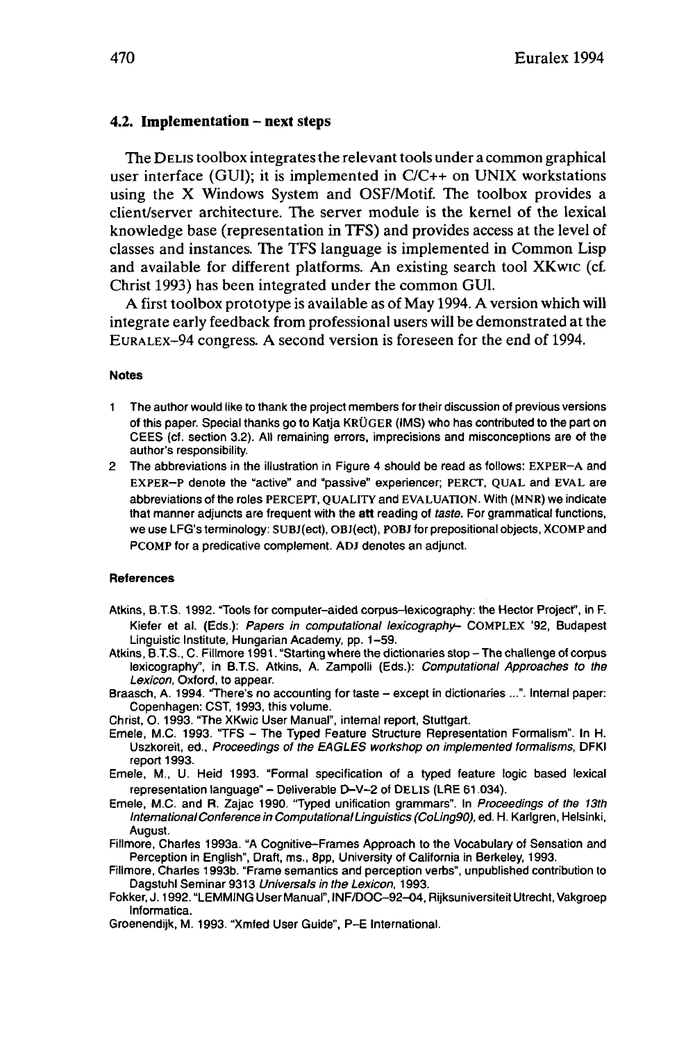### 4.2. Implementation – next steps

The DELIS toolbox integrates the relevant tools under a common graphical user interface (GUI); it is implemented in C/C++ on UNIX workstations using the X Windows System and OSF/Motif. The toolbox provides a client/server architecture. The server module is the kernel of the lexical knowledge base (representation in TFS) and provides access at the level of classes and instances. The TFS language is implemented in Common Lisp and available for different platforms. An existing search tool XKWIC (cf. Christ 1993) has been integrated under the common GUI.

A first toolbox prototype is available as of May 1994. A version which will integrate early feedback from professional users will be demonstrated at the EURALEX–94 congress. A second version is foreseen for the end of 1994.

#### Notes

1. The author would like to thank the project members for their discussion of previous versions of this paper. Special thanks go to Katja KRÜGER (IMS) who has contributed to the part on CEES (cf. section 3.2). All remaining errors, imprecisions and misconceptions are of the author's responsibility.
2. The abbreviations in the illustration in Figure 4 should be read as follows: EXPER–A and EXPER–P denote the "active" and "passive" experiencer; PERCT, QUAL and EVAL are abbreviations of the roles PERCEPT, QUALITY and EVALUATION. With (MNR) we indicate that manner adjuncts are frequent with the **att** reading of *taste*. For grammatical functions, we use LFG's terminology: SUBJ(ect), OBJ(ect), POBJ for prepositional objects, XCOMP and PCOMP for a predicative complement. ADJ denotes an adjunct.

#### References

Atkins, B.T.S. 1992. "Tools for computer–aided corpus–lexicography: the Hector Project", in F. Kiefer et al. (Eds.): *Papers in computational lexicography–* COMPLEX '92, Budapest Linguistic Institute, Hungarian Academy, pp. 1–59.

Atkins, B.T.S., C. Fillmore 1991. "Starting where the dictionaries stop – The challenge of corpus lexicography", in B.T.S. Atkins, A. Zampolli (Eds.): *Computational Approaches to the Lexicon*, Oxford, to appear.

Braasch, A. 1994. "There's no accounting for taste – except in dictionaries ...". Internal paper: Copenhagen: CST, 1993, this volume.

Christ, O. 1993. "The XKwic User Manual", internal report, Stuttgart.

Emele, M.C. 1993. "TFS – The Typed Feature Structure Representation Formalism". In H. Uszkoreit, ed., *Proceedings of the EAGLES workshop on implemented formalisms*, DFKI report 1993.

Emele, M., U. Heid 1993. "Formal specification of a typed feature logic based lexical representation language" – Deliverable D–V–2 of DELIS (LRE 61.034).

Emele, M.C. and R. Zajac 1990. "Typed unification grammars". In *Proceedings of the 13th International Conference in Computational Linguistics (CoLing90)*, ed. H. Karlgren, Helsinki, August.

Fillmore, Charles 1993a. "A Cognitive–Frames Approach to the Vocabulary of Sensation and Perception in English", Draft, ms., 8pp, University of California in Berkeley, 1993.

Fillmore, Charles 1993b. "Frame semantics and perception verbs", unpublished contribution to Dagstuhl Seminar 9313 *Universals in the Lexicon*, 1993.

Fokker, J. 1992. "LEMMING User Manual", INF/DOC–92–04, Rijksuniversiteit Utrecht, Vakgroep Informatica.

Groenendijk, M. 1993. "Xmfed User Guide", P–E International.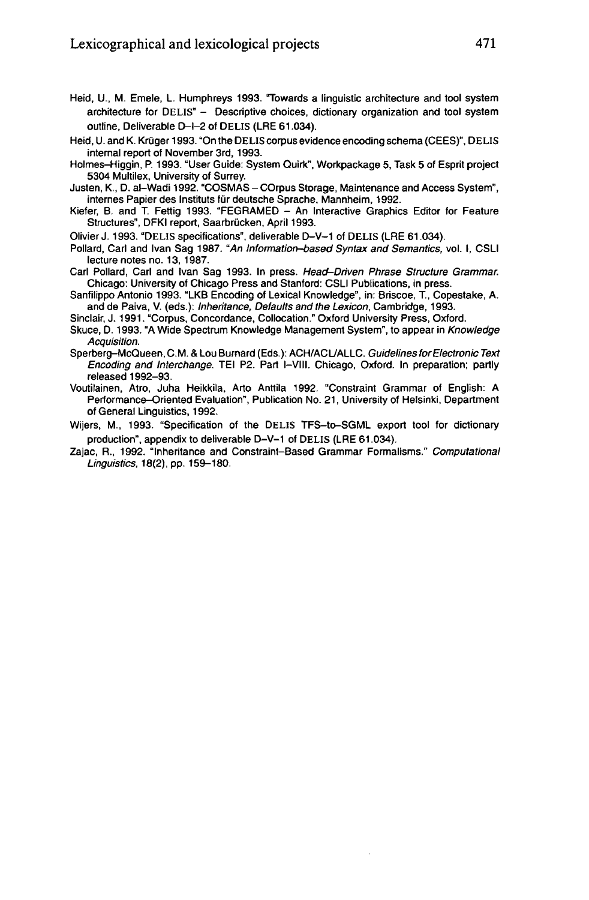Heid, U., M. Emele, L. Humphreys 1993. "Towards a linguistic architecture and tool system architecture for DELIS" – Descriptive choices, dictionary organization and tool system outline, Deliverable D–I–2 of DELIS (LRE 61.034).

Heid, U. and K. Krüger 1993. "On the DELIS corpus evidence encoding schema (CEES)", DELIS internal report of November 3rd, 1993.

Holmes–Higgin, P. 1993. "User Guide: System Quirk", Workpackage 5, Task 5 of Esprit project 5304 Multilex, University of Surrey.

Justen, K., D. al–Wadi 1992. "COSMAS – COrpus Storage, Maintenance and Access System", internes Papier des Instituts für deutsche Sprache, Mannheim, 1992.

Kiefer, B. and T. Fettig 1993. "FEGRAMED – An Interactive Graphics Editor for Feature Structures", DFKI report, Saarbrücken, April 1993.

Olivier J. 1993. "DELIS specifications", deliverable D–V–1 of DELIS (LRE 61.034).

Pollard, Carl and Ivan Sag 1987. *"An Information–based Syntax and Semantics,* vol. I, CSLI lecture notes no. 13, 1987.

Carl Pollard, Carl and Ivan Sag 1993. In press. *Head–Driven Phrase Structure Grammar.* Chicago: University of Chicago Press and Stanford: CSLI Publications, in press.

Sanfilippo Antonio 1993. "LKB Encoding of Lexical Knowledge", in: Briscoe, T., Copestake, A. and de Paiva, V. (eds.): *Inheritance, Defaults and the Lexicon,* Cambridge, 1993.

Sinclair, J. 1991. "Corpus, Concordance, Collocation." Oxford University Press, Oxford.

Skuce, D. 1993. "A Wide Spectrum Knowledge Management System", to appear in *Knowledge Acquisition.*

Sperberg–McQueen, C.M. & Lou Burnard (Eds.): ACH/ACL/ALLC. *Guidelines for Electronic Text Encoding and Interchange.* TEI P2. Part I–VIII. Chicago, Oxford. In preparation; partly released 1992–93.

Voutilainen, Atro, Juha Heikkila, Arto Anttila 1992. "Constraint Grammar of English: A Performance–Oriented Evaluation", Publication No. 21, University of Helsinki, Department of General Linguistics, 1992.

Wijers, M., 1993. "Specification of the DELIS TFS–to–SGML export tool for dictionary production", appendix to deliverable D–V–1 of DELIS (LRE 61.034).

Zajac, R., 1992. "Inheritance and Constraint–Based Grammar Formalisms." *Computational Linguistics,* 18(2), pp. 159–180.